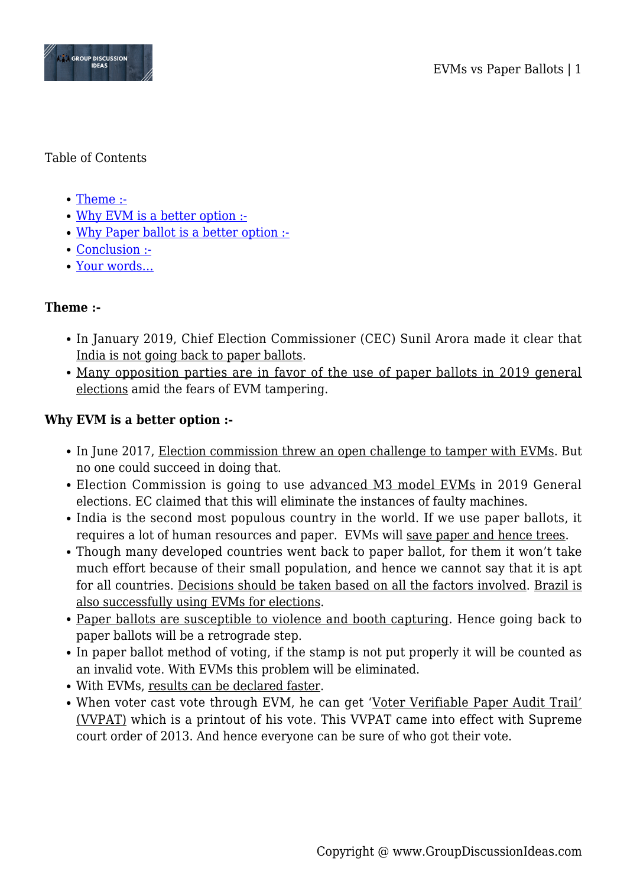Table of Contents

- Theme :-
- Why EVM is a better option :-
- Why Paper ballot is a better option :-
- Conclusion :-
- Your words…

**Theme :-**

- In January 2019, Chief Election Commissioner (CEC) Sunil Arora made it clear that India is not going back to paper ballots.
- Many opposition parties are in favor of the use of paper ballots in 2019 general elections amid the fears of EVM tampering.

**Why EVM is a better option :-**

- In June 2017, Election commission threw an open challenge to tamper with EVMs. But no one could succeed in doing that.
- Election Commission is going to use advanced M3 model EVMs in 2019 General elections. EC claimed that this will eliminate the instances of faulty machines.
- India is the second most populous country in the world. If we use paper ballots, it requires a lot of human resources and paper. EVMs will save paper and hence trees.
- Though many developed countries went back to paper ballot, for them it won't take much effort because of their small population, and hence we cannot say that it is apt for all countries. Decisions should be taken based on all the factors involved. Brazil is also successfully using EVMs for elections.
- Paper ballots are susceptible to violence and booth capturing. Hence going back to paper ballots will be a retrograde step.
- In paper ballot method of voting, if the stamp is not put properly it will be counted as an invalid vote. With EVMs this problem will be eliminated.
- With EVMs, results can be declared faster.
- When voter cast vote through EVM, he can get 'Voter Verifiable Paper Audit Trail' (VVPAT) which is a printout of his vote. This VVPAT came into effect with Supreme court order of 2013. And hence everyone can be sure of who got their vote.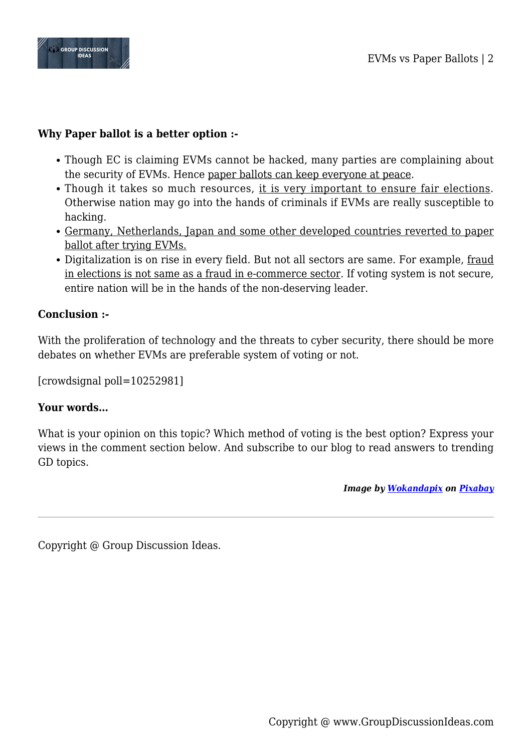**Why Paper ballot is a better option :-**

- Though EC is claiming EVMs cannot be hacked, many parties are complaining about the security of EVMs. Hence paper ballots can keep everyone at peace.
- Though it takes so much resources, it is very important to ensure fair elections. Otherwise nation may go into the hands of criminals if EVMs are really susceptible to hacking.
- Germany, Netherlands, Japan and some other developed countries reverted to paper ballot after trying EVMs.
- Digitalization is on rise in every field. But not all sectors are same. For example, fraud in elections is not same as a fraud in e-commerce sector. If voting system is not secure, entire nation will be in the hands of the non-deserving leader.

**Conclusion :-**

With the proliferation of technology and the threats to cyber security, there should be more debates on whether EVMs are preferable system of voting or not.

[crowdsignal poll=10252981]

**Your words…**

What is your opinion on this topic? Which method of voting is the best option? Express your views in the comment section below. And subscribe to our blog to read answers to trending GD topics.

***Image by Wokandapix on Pixabay***

---

Copyright @ Group Discussion Ideas.